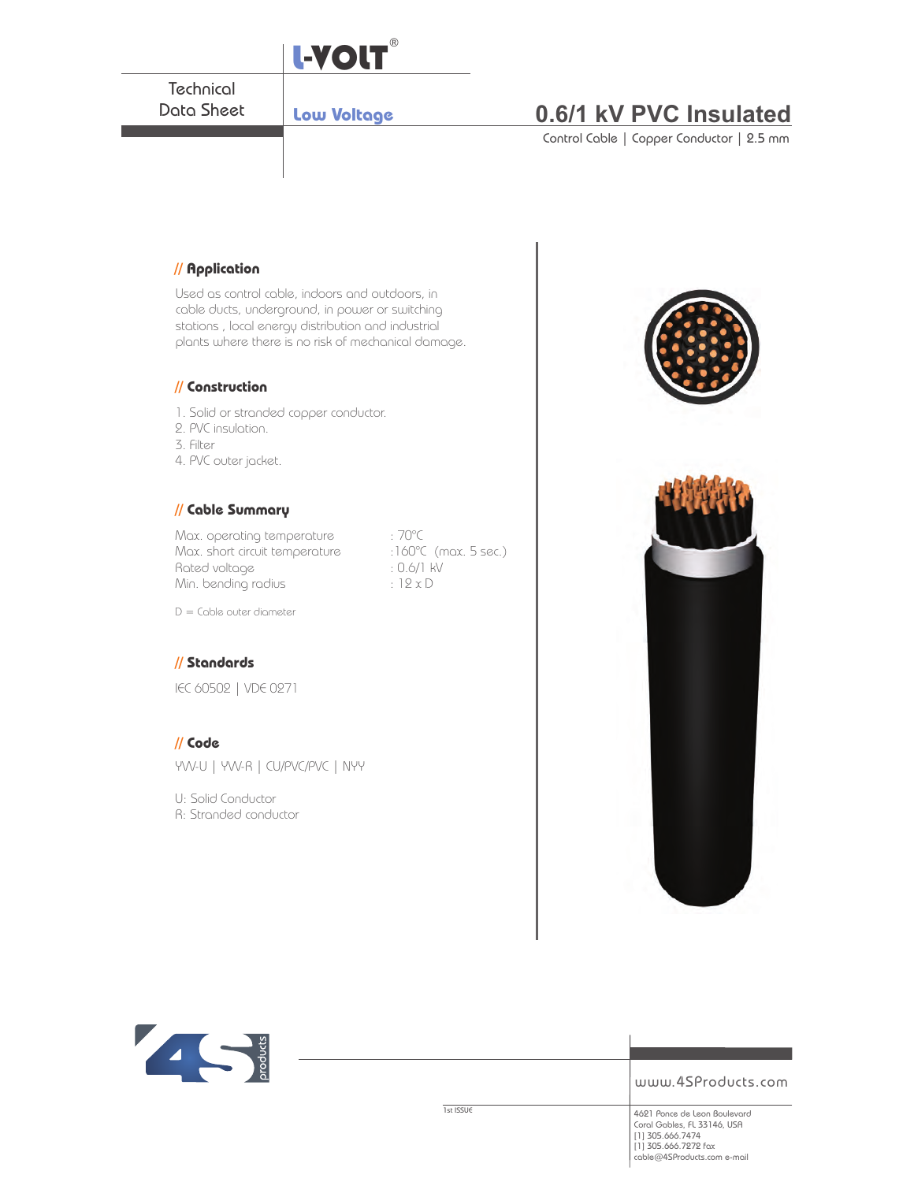L-VOLT®

Technical Data Sheet

**Low Voltage**

# 0.6/1 kV PVC Insulated

Control Cable | Copper Conductor | 2.5 mm

## // Application

Used as control cable, indoors and outdoors, in cable ducts, underground, in power or switching stations , local energy distribution and industrial plants where there is no risk of mechanical damage.

## // Construction

1. Solid or stranded copper conductor.
2. PVC insulation.
3. Filter
4. PVC outer jacket.

## // Cable Summary

| | |
|---|---|
| Max. operating temperature | : 70°C |
| Max. short circuit temperature | :160°C (max. 5 sec.) |
| Rated voltage | : 0.6/1 kV |
| Min. bending radius | : 12 x D |

D = Cable outer diameter

## // Standards

IEC 60502 | VDE 0271

## // Code

YVV-U | YVV-R | CU/PVC/PVC | NYY

U: Solid Conductor
R: Stranded conductor

www.4SProducts.com

1st ISSUE

4621 Ponce de Leon Boulevard
Coral Gables, FL 33146, USA
[1] 305.666.7474
[1] 305.666.7272 fax
cable@4SProducts.com e-mail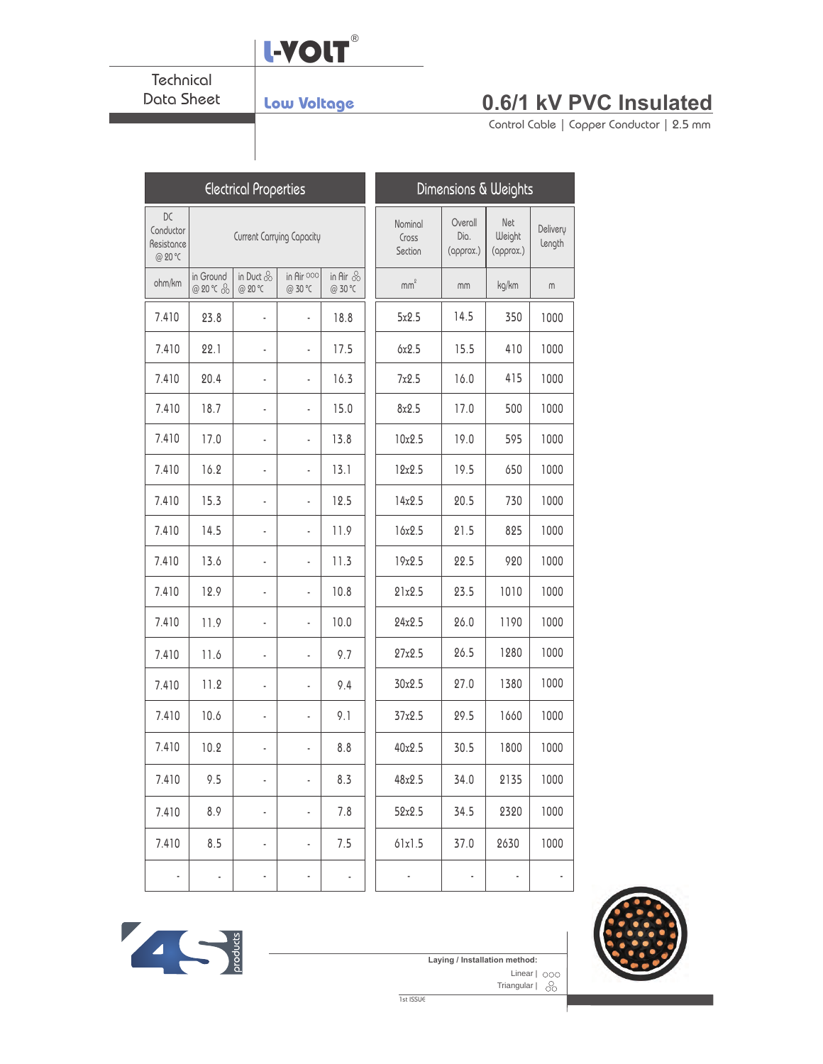L-VOLT®

Technical Data Sheet

**Low Voltage**

# 0.6/1 kV PVC Insulated

Control Cable | Copper Conductor | 2.5 mm

| Electrical Properties | | | | | Dimensions & Weights | | | |
|---|---|---|---|---|---|---|---|---|
| DC Conductor Resistance @ 20 °C | Current Carrying Capacity | | | | Nominal Cross Section | Overall Dia. (approx.) | Net Weight (approx.) | Delivery Length |
| ohm/km | in Ground @ 20 °C | in Duct @ 20 °C | in Air ooo @ 30 °C | in Air @ 30 °C | $mm^2$ | mm | kg/km | m |
| 7.410 | 23.8 | - | - | 18.8 | 5x2.5 | 14.5 | 350 | 1000 |
| 7.410 | 22.1 | - | - | 17.5 | 6x2.5 | 15.5 | 410 | 1000 |
| 7.410 | 20.4 | - | - | 16.3 | 7x2.5 | 16.0 | 415 | 1000 |
| 7.410 | 18.7 | - | - | 15.0 | 8x2.5 | 17.0 | 500 | 1000 |
| 7.410 | 17.0 | - | - | 13.8 | 10x2.5 | 19.0 | 595 | 1000 |
| 7.410 | 16.2 | - | - | 13.1 | 12x2.5 | 19.5 | 650 | 1000 |
| 7.410 | 15.3 | - | - | 12.5 | 14x2.5 | 20.5 | 730 | 1000 |
| 7.410 | 14.5 | - | - | 11.9 | 16x2.5 | 21.5 | 825 | 1000 |
| 7.410 | 13.6 | - | - | 11.3 | 19x2.5 | 22.5 | 920 | 1000 |
| 7.410 | 12.9 | - | - | 10.8 | 21x2.5 | 23.5 | 1010 | 1000 |
| 7.410 | 11.9 | - | - | 10.0 | 24x2.5 | 26.0 | 1190 | 1000 |
| 7.410 | 11.6 | - | - | 9.7 | 27x2.5 | 26.5 | 1280 | 1000 |
| 7.410 | 11.2 | - | - | 9.4 | 30x2.5 | 27.0 | 1380 | 1000 |
| 7.410 | 10.6 | - | - | 9.1 | 37x2.5 | 29.5 | 1660 | 1000 |
| 7.410 | 10.2 | - | - | 8.8 | 40x2.5 | 30.5 | 1800 | 1000 |
| 7.410 | 9.5 | - | - | 8.3 | 48x2.5 | 34.0 | 2135 | 1000 |
| 7.410 | 8.9 | - | - | 7.8 | 52x2.5 | 34.5 | 2320 | 1000 |
| 7.410 | 8.5 | - | - | 7.5 | 61x1.5 | 37.0 | 2630 | 1000 |
| - | - | - | - | - | - | - | - | - |

4S products

**Laying / Installation method:**

Linear | ooo

Triangular |

1st ISSUE